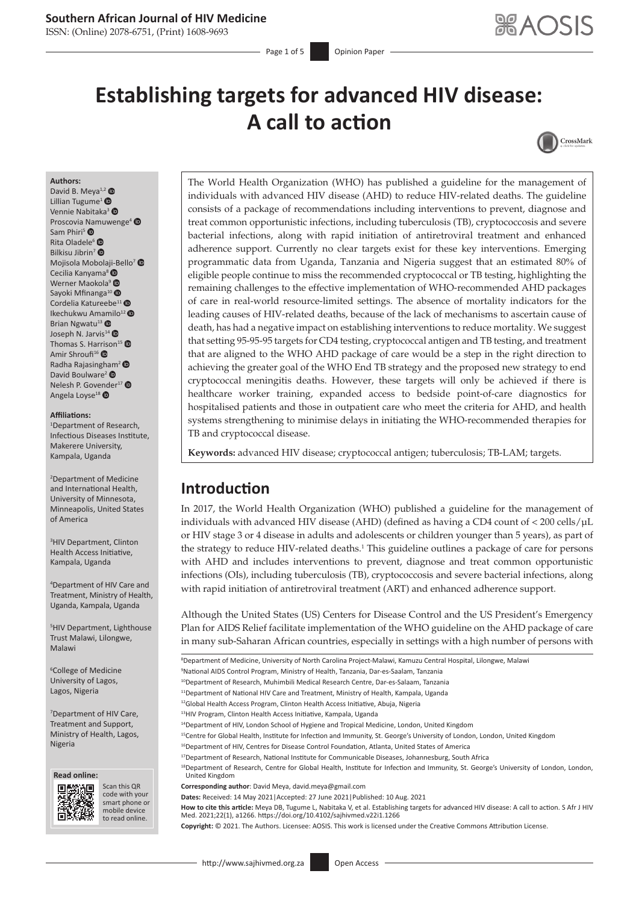# Establishing targets for advanced HIV disease: A call to action

**Authors:**
David B. Meya[1,2]
Lillian Tugume[1]
Vennie Nabitaka[3]
Proscovia Namuwenge[4]
Sam Phiri[5]
Rita Oladele[6]
Bilkisu Jibrin[7]
Mojisola Mobolaji-Bello[7]
Cecilia Kanyama[8]
Werner Maokola[9]
Sayoki Mfinanga[10]
Cordelia Katureebe[11]
Ikechukwu Amamilo[12]
Brian Ngwatu[13]
Joseph N. Jarvis[14]
Thomas S. Harrison[15]
Amir Shroufi[16]
Radha Rajasingham[2]
David Boulware[2]
Nelesh P. Govender[17]
Angela Loyse[18]

**Affiliations:**

[1]Department of Research, Infectious Diseases Institute, Makerere University, Kampala, Uganda

[2]Department of Medicine and International Health, University of Minnesota, Minneapolis, United States of America

[3]HIV Department, Clinton Health Access Initiative, Kampala, Uganda

[4]Department of HIV Care and Treatment, Ministry of Health, Uganda, Kampala, Uganda

[5]HIV Department, Lighthouse Trust Malawi, Lilongwe, Malawi

[6]College of Medicine University of Lagos, Lagos, Nigeria

[7]Department of HIV Care, Treatment and Support, Ministry of Health, Lagos, Nigeria

[8]Department of Medicine, University of North Carolina Project-Malawi, Kamuzu Central Hospital, Lilongwe, Malawi

[9]National AIDS Control Program, Ministry of Health, Tanzania, Dar-es-Saalam, Tanzania

[10]Department of Research, Muhimbili Medical Research Centre, Dar-es-Salaam, Tanzania

[11]Department of National HIV Care and Treatment, Ministry of Health, Kampala, Uganda

[12]Global Health Access Program, Clinton Health Access Initiative, Abuja, Nigeria

[13]HIV Program, Clinton Health Access Initiative, Kampala, Uganda

[14]Department of HIV, London School of Hygiene and Tropical Medicine, London, United Kingdom

[15]Centre for Global Health, Institute for Infection and Immunity, St. George's University of London, London, United Kingdom

[16]Department of HIV, Centres for Disease Control Foundation, Atlanta, United States of America

[17]Department of Research, National Institute for Communicable Diseases, Johannesburg, South Africa

[18]Department of Research, Centre for Global Health, Institute for Infection and Immunity, St. George's University of London, London, United Kingdom

**Corresponding author**: David Meya, david.meya@gmail.com

**Dates:** Received: 14 May 2021 | Accepted: 27 June 2021 | Published: 10 Aug. 2021

**How to cite this article:** Meya DB, Tugume L, Nabitaka V, et al. Establishing targets for advanced HIV disease: A call to action. S Afr J HIV Med. 2021;22(1), a1266. https://doi.org/10.4102/sajhivmed.v22i1.1266

**Copyright:** © 2021. The Authors. Licensee: AOSIS. This work is licensed under the Creative Commons Attribution License.

The World Health Organization (WHO) has published a guideline for the management of individuals with advanced HIV disease (AHD) to reduce HIV-related deaths. The guideline consists of a package of recommendations including interventions to prevent, diagnose and treat common opportunistic infections, including tuberculosis (TB), cryptococcosis and severe bacterial infections, along with rapid initiation of antiretroviral treatment and enhanced adherence support. Currently no clear targets exist for these key interventions. Emerging programmatic data from Uganda, Tanzania and Nigeria suggest that an estimated 80% of eligible people continue to miss the recommended cryptococcal or TB testing, highlighting the remaining challenges to the effective implementation of WHO-recommended AHD packages of care in real-world resource-limited settings. The absence of mortality indicators for the leading causes of HIV-related deaths, because of the lack of mechanisms to ascertain cause of death, has had a negative impact on establishing interventions to reduce mortality. We suggest that setting 95-95-95 targets for CD4 testing, cryptococcal antigen and TB testing, and treatment that are aligned to the WHO AHD package of care would be a step in the right direction to achieving the greater goal of the WHO End TB strategy and the proposed new strategy to end cryptococcal meningitis deaths. However, these targets will only be achieved if there is healthcare worker training, expanded access to bedside point-of-care diagnostics for hospitalised patients and those in outpatient care who meet the criteria for AHD, and health systems strengthening to minimise delays in initiating the WHO-recommended therapies for TB and cryptococcal disease.

**Keywords:** advanced HIV disease; cryptococcal antigen; tuberculosis; TB-LAM; targets.

## Introduction

In 2017, the World Health Organization (WHO) published a guideline for the management of individuals with advanced HIV disease (AHD) (defined as having a CD4 count of < 200 cells/µL or HIV stage 3 or 4 disease in adults and adolescents or children younger than 5 years), as part of the strategy to reduce HIV-related deaths.[1] This guideline outlines a package of care for persons with AHD and includes interventions to prevent, diagnose and treat common opportunistic infections (OIs), including tuberculosis (TB), cryptococcosis and severe bacterial infections, along with rapid initiation of antiretroviral treatment (ART) and enhanced adherence support.

Although the United States (US) Centers for Disease Control and the US President's Emergency Plan for AIDS Relief facilitate implementation of the WHO guideline on the AHD package of care in many sub-Saharan African countries, especially in settings with a high number of persons with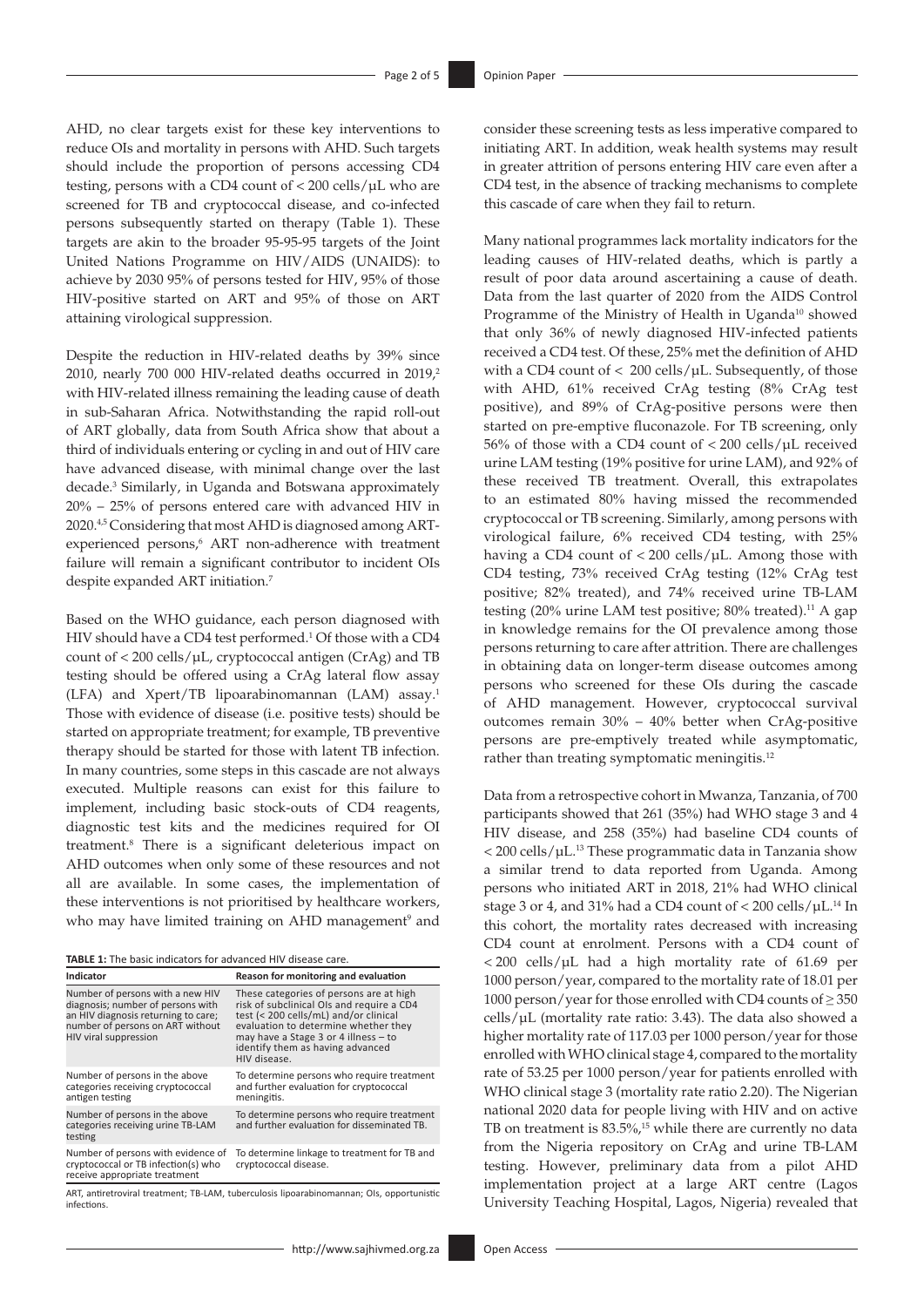AHD, no clear targets exist for these key interventions to reduce OIs and mortality in persons with AHD. Such targets should include the proportion of persons accessing CD4 testing, persons with a CD4 count of < 200 cells/µL who are screened for TB and cryptococcal disease, and co-infected persons subsequently started on therapy (Table 1). These targets are akin to the broader 95-95-95 targets of the Joint United Nations Programme on HIV/AIDS (UNAIDS): to achieve by 2030 95% of persons tested for HIV, 95% of those HIV-positive started on ART and 95% of those on ART attaining virological suppression.

Despite the reduction in HIV-related deaths by 39% since 2010, nearly 700 000 HIV-related deaths occurred in 2019,[2] with HIV-related illness remaining the leading cause of death in sub-Saharan Africa. Notwithstanding the rapid roll-out of ART globally, data from South Africa show that about a third of individuals entering or cycling in and out of HIV care have advanced disease, with minimal change over the last decade.[3] Similarly, in Uganda and Botswana approximately 20% – 25% of persons entered care with advanced HIV in 2020.[4,5] Considering that most AHD is diagnosed among ART-experienced persons,[6] ART non-adherence with treatment failure will remain a significant contributor to incident OIs despite expanded ART initiation.[7]

Based on the WHO guidance, each person diagnosed with HIV should have a CD4 test performed.[1] Of those with a CD4 count of < 200 cells/µL, cryptococcal antigen (CrAg) and TB testing should be offered using a CrAg lateral flow assay (LFA) and Xpert/TB lipoarabinomannan (LAM) assay.[1] Those with evidence of disease (i.e. positive tests) should be started on appropriate treatment; for example, TB preventive therapy should be started for those with latent TB infection. In many countries, some steps in this cascade are not always executed. Multiple reasons can exist for this failure to implement, including basic stock-outs of CD4 reagents, diagnostic test kits and the medicines required for OI treatment.[8] There is a significant deleterious impact on AHD outcomes when only some of these resources and not all are available. In some cases, the implementation of these interventions is not prioritised by healthcare workers, who may have limited training on AHD management[9] and consider these screening tests as less imperative compared to initiating ART. In addition, weak health systems may result in greater attrition of persons entering HIV care even after a CD4 test, in the absence of tracking mechanisms to complete this cascade of care when they fail to return.

**TABLE 1:** The basic indicators for advanced HIV disease care.

| Indicator | Reason for monitoring and evaluation |
|---|---|
| Number of persons with a new HIV diagnosis; number of persons with an HIV diagnosis returning to care; number of persons on ART without HIV viral suppression | These categories of persons are at high risk of subclinical OIs and require a CD4 test (< 200 cells/mL) and/or clinical evaluation to determine whether they may have a Stage 3 or 4 illness – to identify them as having advanced HIV disease. |
| Number of persons in the above categories receiving cryptococcal antigen testing | To determine persons who require treatment and further evaluation for cryptococcal meningitis. |
| Number of persons in the above categories receiving urine TB-LAM testing | To determine persons who require treatment and further evaluation for disseminated TB. |
| Number of persons with evidence of cryptococcal or TB infection(s) who receive appropriate treatment | To determine linkage to treatment for TB and cryptococcal disease. |

ART, antiretroviral treatment; TB-LAM, tuberculosis lipoarabinomannan; OIs, opportunistic infections.

Many national programmes lack mortality indicators for the leading causes of HIV-related deaths, which is partly a result of poor data around ascertaining a cause of death. Data from the last quarter of 2020 from the AIDS Control Programme of the Ministry of Health in Uganda[10] showed that only 36% of newly diagnosed HIV-infected patients received a CD4 test. Of these, 25% met the definition of AHD with a CD4 count of < 200 cells/µL. Subsequently, of those with AHD, 61% received CrAg testing (8% CrAg test positive), and 89% of CrAg-positive persons were then started on pre-emptive fluconazole. For TB screening, only 56% of those with a CD4 count of < 200 cells/µL received urine LAM testing (19% positive for urine LAM), and 92% of these received TB treatment. Overall, this extrapolates to an estimated 80% having missed the recommended cryptococcal or TB screening. Similarly, among persons with virological failure, 6% received CD4 testing, with 25% having a CD4 count of < 200 cells/µL. Among those with CD4 testing, 73% received CrAg testing (12% CrAg test positive; 82% treated), and 74% received urine TB-LAM testing (20% urine LAM test positive; 80% treated).[11] A gap in knowledge remains for the OI prevalence among those persons returning to care after attrition. There are challenges in obtaining data on longer-term disease outcomes among persons who screened for these OIs during the cascade of AHD management. However, cryptococcal survival outcomes remain 30% – 40% better when CrAg-positive persons are pre-emptively treated while asymptomatic, rather than treating symptomatic meningitis.[12]

Data from a retrospective cohort in Mwanza, Tanzania, of 700 participants showed that 261 (35%) had WHO stage 3 and 4 HIV disease, and 258 (35%) had baseline CD4 counts of < 200 cells/µL.[13] These programmatic data in Tanzania show a similar trend to data reported from Uganda. Among persons who initiated ART in 2018, 21% had WHO clinical stage 3 or 4, and 31% had a CD4 count of < 200 cells/µL.[14] In this cohort, the mortality rates decreased with increasing CD4 count at enrolment. Persons with a CD4 count of < 200 cells/µL had a high mortality rate of 61.69 per 1000 person/year, compared to the mortality rate of 18.01 per 1000 person/year for those enrolled with CD4 counts of ≥ 350 cells/µL (mortality rate ratio: 3.43). The data also showed a higher mortality rate of 117.03 per 1000 person/year for those enrolled with WHO clinical stage 4, compared to the mortality rate of 53.25 per 1000 person/year for patients enrolled with WHO clinical stage 3 (mortality rate ratio 2.20). The Nigerian national 2020 data for people living with HIV and on active TB on treatment is 83.5%,[15] while there are currently no data from the Nigeria repository on CrAg and urine TB-LAM testing. However, preliminary data from a pilot AHD implementation project at a large ART centre (Lagos University Teaching Hospital, Lagos, Nigeria) revealed that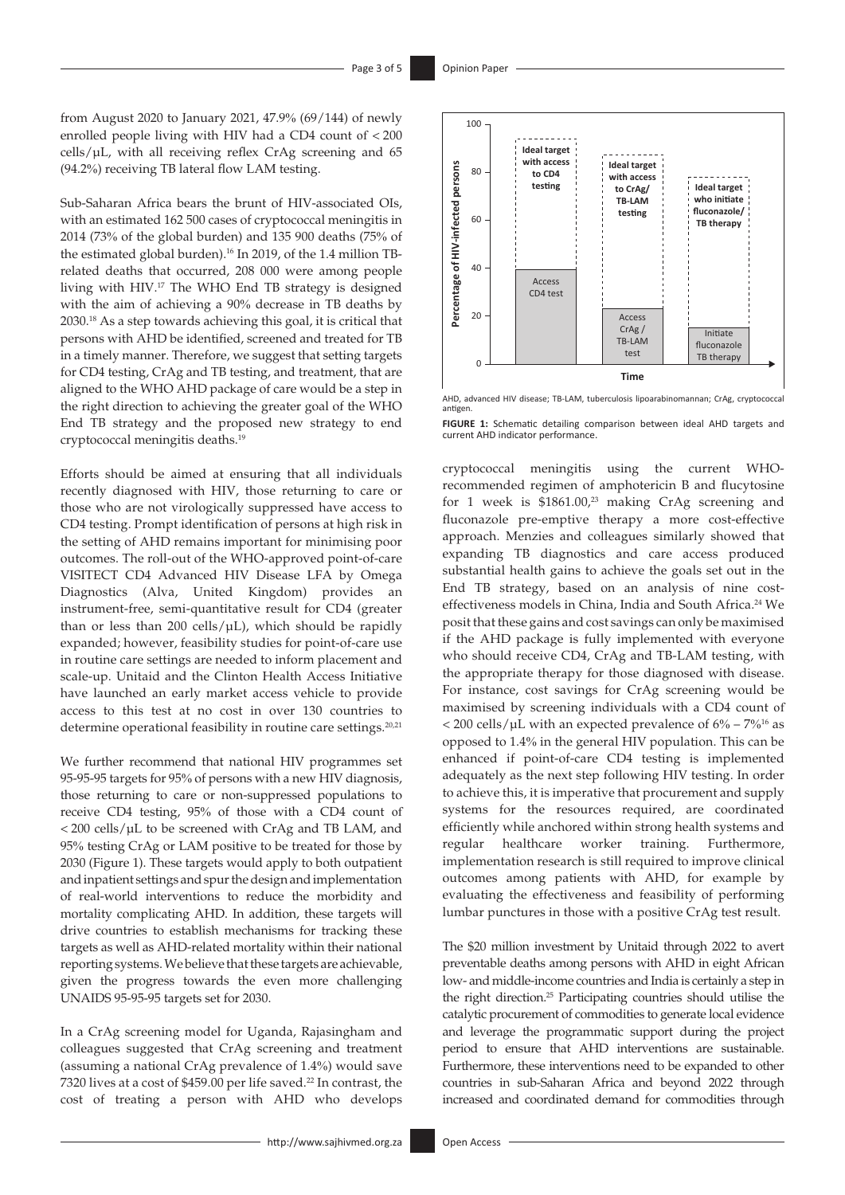from August 2020 to January 2021, 47.9% (69/144) of newly enrolled people living with HIV had a CD4 count of < 200 cells/µL, with all receiving reflex CrAg screening and 65 (94.2%) receiving TB lateral flow LAM testing.

Sub-Saharan Africa bears the brunt of HIV-associated OIs, with an estimated 162 500 cases of cryptococcal meningitis in 2014 (73% of the global burden) and 135 900 deaths (75% of the estimated global burden).[16] In 2019, of the 1.4 million TB-related deaths that occurred, 208 000 were among people living with HIV.[17] The WHO End TB strategy is designed with the aim of achieving a 90% decrease in TB deaths by 2030.[18] As a step towards achieving this goal, it is critical that persons with AHD be identified, screened and treated for TB in a timely manner. Therefore, we suggest that setting targets for CD4 testing, CrAg and TB testing, and treatment, that are aligned to the WHO AHD package of care would be a step in the right direction to achieving the greater goal of the WHO End TB strategy and the proposed new strategy to end cryptococcal meningitis deaths.[19]

Efforts should be aimed at ensuring that all individuals recently diagnosed with HIV, those returning to care or those who are not virologically suppressed have access to CD4 testing. Prompt identification of persons at high risk in the setting of AHD remains important for minimising poor outcomes. The roll-out of the WHO-approved point-of-care VISITECT CD4 Advanced HIV Disease LFA by Omega Diagnostics (Alva, United Kingdom) provides an instrument-free, semi-quantitative result for CD4 (greater than or less than 200 cells/µL), which should be rapidly expanded; however, feasibility studies for point-of-care use in routine care settings are needed to inform placement and scale-up. Unitaid and the Clinton Health Access Initiative have launched an early market access vehicle to provide access to this test at no cost in over 130 countries to determine operational feasibility in routine care settings.[20,21]

We further recommend that national HIV programmes set 95-95-95 targets for 95% of persons with a new HIV diagnosis, those returning to care or non-suppressed populations to receive CD4 testing, 95% of those with a CD4 count of < 200 cells/µL to be screened with CrAg and TB LAM, and 95% testing CrAg or LAM positive to be treated for those by 2030 (Figure 1). These targets would apply to both outpatient and inpatient settings and spur the design and implementation of real-world interventions to reduce the morbidity and mortality complicating AHD. In addition, these targets will drive countries to establish mechanisms for tracking these targets as well as AHD-related mortality within their national reporting systems. We believe that these targets are achievable, given the progress towards the even more challenging UNAIDS 95-95-95 targets set for 2030.

In a CrAg screening model for Uganda, Rajasingham and colleagues suggested that CrAg screening and treatment (assuming a national CrAg prevalence of 1.4%) would save 7320 lives at a cost of $459.00 per life saved.[22] In contrast, the cost of treating a person with AHD who develops cryptococcal meningitis using the current WHO-recommended regimen of amphotericin B and flucytosine for 1 week is $1861.00,[23] making CrAg screening and fluconazole pre-emptive therapy a more cost-effective approach. Menzies and colleagues similarly showed that expanding TB diagnostics and care access produced substantial health gains to achieve the goals set out in the End TB strategy, based on an analysis of nine cost-effectiveness models in China, India and South Africa.[24] We posit that these gains and cost savings can only be maximised if the AHD package is fully implemented with everyone who should receive CD4, CrAg and TB-LAM testing, with the appropriate therapy for those diagnosed with disease. For instance, cost savings for CrAg screening would be maximised by screening individuals with a CD4 count of < 200 cells/µL with an expected prevalence of 6% – 7%[16] as opposed to 1.4% in the general HIV population. This can be enhanced if point-of-care CD4 testing is implemented adequately as the next step following HIV testing. In order to achieve this, it is imperative that procurement and supply systems for the resources required, are coordinated efficiently while anchored within strong health systems and regular healthcare worker training. Furthermore, implementation research is still required to improve clinical outcomes among patients with AHD, for example by evaluating the effectiveness and feasibility of performing lumbar punctures in those with a positive CrAg test result.

AHD, advanced HIV disease; TB-LAM, tuberculosis lipoarabinomannan; CrAg, cryptococcal antigen.

**FIGURE 1:** Schematic detailing comparison between ideal AHD targets and current AHD indicator performance.

The $20 million investment by Unitaid through 2022 to avert preventable deaths among persons with AHD in eight African low- and middle-income countries and India is certainly a step in the right direction.[25] Participating countries should utilise the catalytic procurement of commodities to generate local evidence and leverage the programmatic support during the project period to ensure that AHD interventions are sustainable. Furthermore, these interventions need to be expanded to other countries in sub-Saharan Africa and beyond 2022 through increased and coordinated demand for commodities through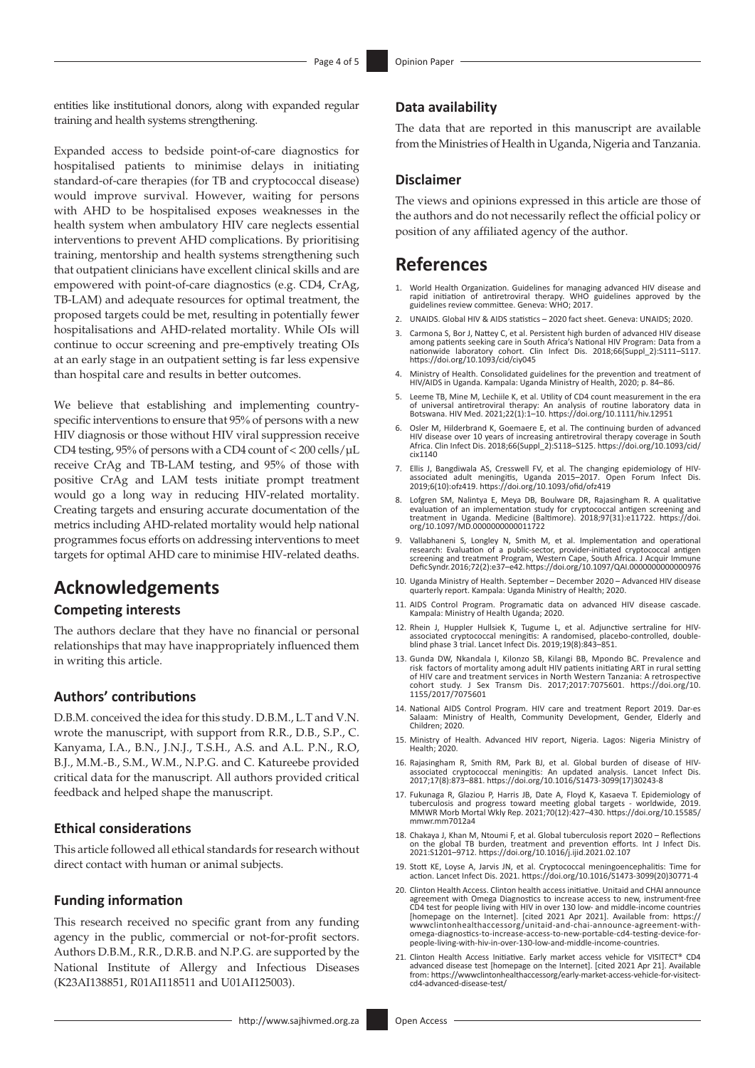entities like institutional donors, along with expanded regular training and health systems strengthening.

Expanded access to bedside point-of-care diagnostics for hospitalised patients to minimise delays in initiating standard-of-care therapies (for TB and cryptococcal disease) would improve survival. However, waiting for persons with AHD to be hospitalised exposes weaknesses in the health system when ambulatory HIV care neglects essential interventions to prevent AHD complications. By prioritising training, mentorship and health systems strengthening such that outpatient clinicians have excellent clinical skills and are empowered with point-of-care diagnostics (e.g. CD4, CrAg, TB-LAM) and adequate resources for optimal treatment, the proposed targets could be met, resulting in potentially fewer hospitalisations and AHD-related mortality. While OIs will continue to occur screening and pre-emptively treating OIs at an early stage in an outpatient setting is far less expensive than hospital care and results in better outcomes.

We believe that establishing and implementing country-specific interventions to ensure that 95% of persons with a new HIV diagnosis or those without HIV viral suppression receive CD4 testing, 95% of persons with a CD4 count of < 200 cells/µL receive CrAg and TB-LAM testing, and 95% of those with positive CrAg and LAM tests initiate prompt treatment would go a long way in reducing HIV-related mortality. Creating targets and ensuring accurate documentation of the metrics including AHD-related mortality would help national programmes focus efforts on addressing interventions to meet targets for optimal AHD care to minimise HIV-related deaths.

# Acknowledgements

### Competing interests

The authors declare that they have no financial or personal relationships that may have inappropriately influenced them in writing this article.

### Authors' contributions

D.B.M. conceived the idea for this study. D.B.M., L.T and V.N. wrote the manuscript, with support from R.R., D.B., S.P., C. Kanyama, I.A., B.N., J.N.J., T.S.H., A.S. and A.L. P.N., R.O, B.J., M.M.-B., S.M., W.M., N.P.G. and C. Katureebe provided critical data for the manuscript. All authors provided critical feedback and helped shape the manuscript.

### Ethical considerations

This article followed all ethical standards for research without direct contact with human or animal subjects.

### Funding information

This research received no specific grant from any funding agency in the public, commercial or not-for-profit sectors. Authors D.B.M., R.R., D.R.B. and N.P.G. are supported by the National Institute of Allergy and Infectious Diseases (K23AI138851, R01AI118511 and U01AI125003).

### Data availability

The data that are reported in this manuscript are available from the Ministries of Health in Uganda, Nigeria and Tanzania.

### Disclaimer

The views and opinions expressed in this article are those of the authors and do not necessarily reflect the official policy or position of any affiliated agency of the author.

# References

1. World Health Organization. Guidelines for managing advanced HIV disease and rapid initiation of antiretroviral therapy. WHO guidelines approved by the guidelines review committee. Geneva: WHO; 2017.
2. UNAIDS. Global HIV & AIDS statistics – 2020 fact sheet. Geneva: UNAIDS; 2020.
3. Carmona S, Bor J, Nattey C, et al. Persistent high burden of advanced HIV disease among patients seeking care in South Africa's National HIV Program: Data from a nationwide laboratory cohort. Clin Infect Dis. 2018;66(Suppl_2):S111–S117. https://doi.org/10.1093/cid/ciy045
4. Ministry of Health. Consolidated guidelines for the prevention and treatment of HIV/AIDS in Uganda. Kampala: Uganda Ministry of Health, 2020; p. 84–86.
5. Leeme TB, Mine M, Lechiile K, et al. Utility of CD4 count measurement in the era of universal antiretroviral therapy: An analysis of routine laboratory data in Botswana. HIV Med. 2021;22(1):1–10. https://doi.org/10.1111/hiv.12951
6. Osler M, Hilderbrand K, Goemaere E, et al. The continuing burden of advanced HIV disease over 10 years of increasing antiretroviral therapy coverage in South Africa. Clin Infect Dis. 2018;66(Suppl_2):S118–S125. https://doi.org/10.1093/cid/cix1140
7. Ellis J, Bangdiwala AS, Cresswell FV, et al. The changing epidemiology of HIV-associated adult meningitis, Uganda 2015–2017. Open Forum Infect Dis. 2019;6(10):ofz419. https://doi.org/10.1093/ofid/ofz419
8. Lofgren SM, Nalintya E, Meya DB, Boulware DR, Rajasingham R. A qualitative evaluation of an implementation study for cryptococcal antigen screening and treatment in Uganda. Medicine (Baltimore). 2018;97(31):e11722. https://doi.org/10.1097/MD.0000000000011722
9. Vallabhaneni S, Longley N, Smith M, et al. Implementation and operational research: Evaluation of a public-sector, provider-initiated cryptococcal antigen screening and treatment Program, Western Cape, South Africa. J Acquir Immune Defic Syndr. 2016;72(2):e37–e42. https://doi.org/10.1097/QAI.0000000000000976
10. Uganda Ministry of Health. September – December 2020 – Advanced HIV disease quarterly report. Kampala: Uganda Ministry of Health; 2020.
11. AIDS Control Program. Programatic data on advanced HIV disease cascade. Kampala: Ministry of Health Uganda; 2020.
12. Rhein J, Huppler Hullsiek K, Tugume L, et al. Adjunctive sertraline for HIV-associated cryptococcal meningitis: A randomised, placebo-controlled, double-blind phase 3 trial. Lancet Infect Dis. 2019;19(8):843–851.
13. Gunda DW, Nkandala I, Kilonzo SB, Kilangi BB, Mpondo BC. Prevalence and risk factors of mortality among adult HIV patients initiating ART in rural setting of HIV care and treatment services in North Western Tanzania: A retrospective cohort study. J Sex Transm Dis. 2017;2017:7075601. https://doi.org/10.1155/2017/7075601
14. National AIDS Control Program. HIV care and treatment Report 2019. Dar-es Salaam: Ministry of Health, Community Development, Gender, Elderly and Children; 2020.
15. Ministry of Health. Advanced HIV report, Nigeria. Lagos: Nigeria Ministry of Health; 2020.
16. Rajasingham R, Smith RM, Park BJ, et al. Global burden of disease of HIV-associated cryptococcal meningitis: An updated analysis. Lancet Infect Dis. 2017;17(8):873–881. https://doi.org/10.1016/S1473-3099(17)30243-8
17. Fukunaga R, Glaziou P, Harris JB, Date A, Floyd K, Kasaeva T. Epidemiology of tuberculosis and progress toward meeting global targets - worldwide, 2019. MMWR Morb Mortal Wkly Rep. 2021;70(12):427–430. https://doi.org/10.15585/mmwr.mm7012a4
18. Chakaya J, Khan M, Ntoumi F, et al. Global tuberculosis report 2020 – Reflections on the global TB burden, treatment and prevention efforts. Int J Infect Dis. 2021:S1201–9712. https://doi.org/10.1016/j.ijid.2021.02.107
19. Stott KE, Loyse A, Jarvis JN, et al. Cryptococcal meningoencephalitis: Time for action. Lancet Infect Dis. 2021. https://doi.org/10.1016/S1473-3099(20)30771-4
20. Clinton Health Access. Clinton health access initiative. Unitaid and CHAI announce agreement with Omega Diagnostics to increase access to new, instrument-free CD4 test for people living with HIV in over 130 low- and middle-income countries [homepage on the Internet]. [cited 2021 Apr 2021]. Available from: https://wwwclintonhealthaccessorg/unitaid-and-chai-announce-agreement-with-omega-diagnostics-to-increase-access-to-new-portable-cd4-testing-device-for-people-living-with-hiv-in-over-130-low-and-middle-income-countries.
21. Clinton Health Access Initiative. Early market access vehicle for VISITECT® CD4 advanced disease test [homepage on the Internet]. [cited 2021 Apr 21]. Available from: https://wwwclintonhealthaccessorg/early-market-access-vehicle-for-visitect-cd4-advanced-disease-test/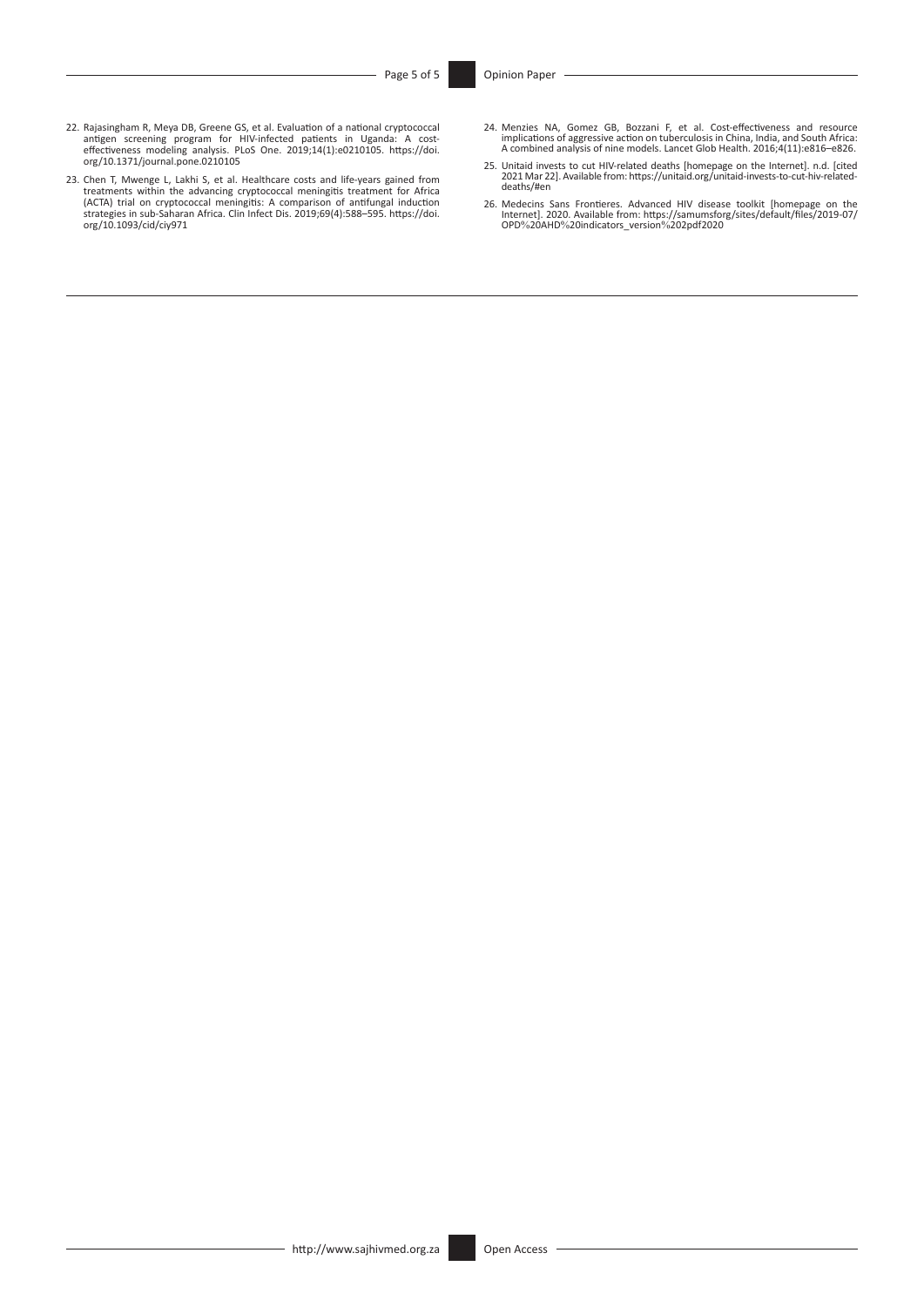22. Rajasingham R, Meya DB, Greene GS, et al. Evaluation of a national cryptococcal antigen screening program for HIV-infected patients in Uganda: A cost-effectiveness modeling analysis. PLoS One. 2019;14(1):e0210105. https://doi.org/10.1371/journal.pone.0210105

23. Chen T, Mwenge L, Lakhi S, et al. Healthcare costs and life-years gained from treatments within the advancing cryptococcal meningitis treatment for Africa (ACTA) trial on cryptococcal meningitis: A comparison of antifungal induction strategies in sub-Saharan Africa. Clin Infect Dis. 2019;69(4):588–595. https://doi.org/10.1093/cid/ciy971

24. Menzies NA, Gomez GB, Bozzani F, et al. Cost-effectiveness and resource implications of aggressive action on tuberculosis in China, India, and South Africa: A combined analysis of nine models. Lancet Glob Health. 2016;4(11):e816–e826.

25. Unitaid invests to cut HIV-related deaths [homepage on the Internet]. n.d. [cited 2021 Mar 22]. Available from: https://unitaid.org/unitaid-invests-to-cut-hiv-related-deaths/#en

26. Medecins Sans Frontieres. Advanced HIV disease toolkit [homepage on the Internet]. 2020. Available from: https://samumsforg/sites/default/files/2019-07/OPD%20AHD%20indicators_version%202pdf2020